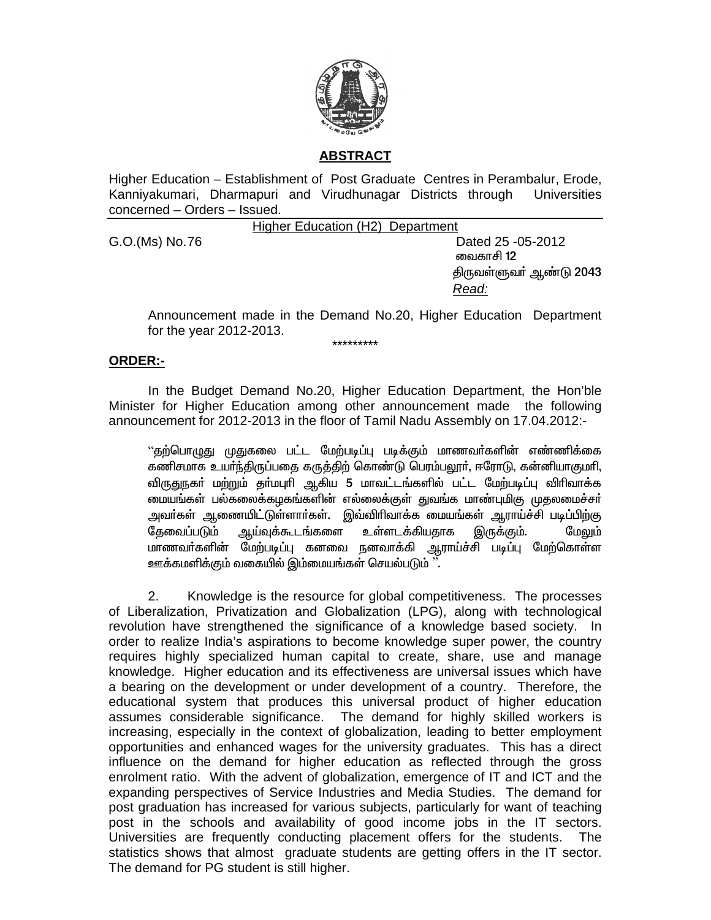## ABSTRACT

Higher Education – Establishment of Post Graduate Centres in Perambalur, Erode, Kanniyakumari, Dharmapuri and Virudhunagar Districts through Universities concerned – Orders – Issued.

Higher Education (H2) Department

G.O.(Ms) No.76 Dated 25 -05-2012

வைகாசி 12

திருவள்ளுவர் ஆண்டு 2043

*Read:*

Announcement made in the Demand No.20, Higher Education Department for the year 2012-2013.

*********

**ORDER:-**

In the Budget Demand No.20, Higher Education Department, the Hon'ble Minister for Higher Education among other announcement made the following announcement for 2012-2013 in the floor of Tamil Nadu Assembly on 17.04.2012:-

"தற்பொழுது முதுகலை பட்ட மேற்படிப்பு படிக்கும் மாணவர்களின் எண்ணிக்கை கணிசமாக உயர்ந்திருப்பதை கருத்திற் கொண்டு பெரம்பலூர், ஈரோடு, கன்னியாகுமரி, விருதுநகர் மற்றும் தர்மபுரி ஆகிய 5 மாவட்டங்களில் பட்ட மேற்படிப்பு விரிவாக்க மையங்கள் பல்கலைக்கழகங்களின் எல்லைக்குள் துவங்க மாண்புமிகு முதலமைச்சர் அவர்கள் ஆணையிட்டுள்ளார்கள். இவ்விரிவாக்க மையங்கள் ஆராய்ச்சி படிப்பிற்கு தேவைப்படும் ஆய்வுக்கூடங்களை உள்ளடக்கியதாக இருக்கும். மேலும் மாணவர்களின் மேற்படிப்பு கனவை நனவாக்கி ஆராய்ச்சி படிப்பு மேற்கொள்ள ஊக்கமளிக்கும் வகையில் இம்மையங்கள் செயல்படும் ".

2. Knowledge is the resource for global competitiveness. The processes of Liberalization, Privatization and Globalization (LPG), along with technological revolution have strengthened the significance of a knowledge based society. In order to realize India's aspirations to become knowledge super power, the country requires highly specialized human capital to create, share, use and manage knowledge. Higher education and its effectiveness are universal issues which have a bearing on the development or under development of a country. Therefore, the educational system that produces this universal product of higher education assumes considerable significance. The demand for highly skilled workers is increasing, especially in the context of globalization, leading to better employment opportunities and enhanced wages for the university graduates. This has a direct influence on the demand for higher education as reflected through the gross enrolment ratio. With the advent of globalization, emergence of IT and ICT and the expanding perspectives of Service Industries and Media Studies. The demand for post graduation has increased for various subjects, particularly for want of teaching post in the schools and availability of good income jobs in the IT sectors. Universities are frequently conducting placement offers for the students. The statistics shows that almost graduate students are getting offers in the IT sector. The demand for PG student is still higher.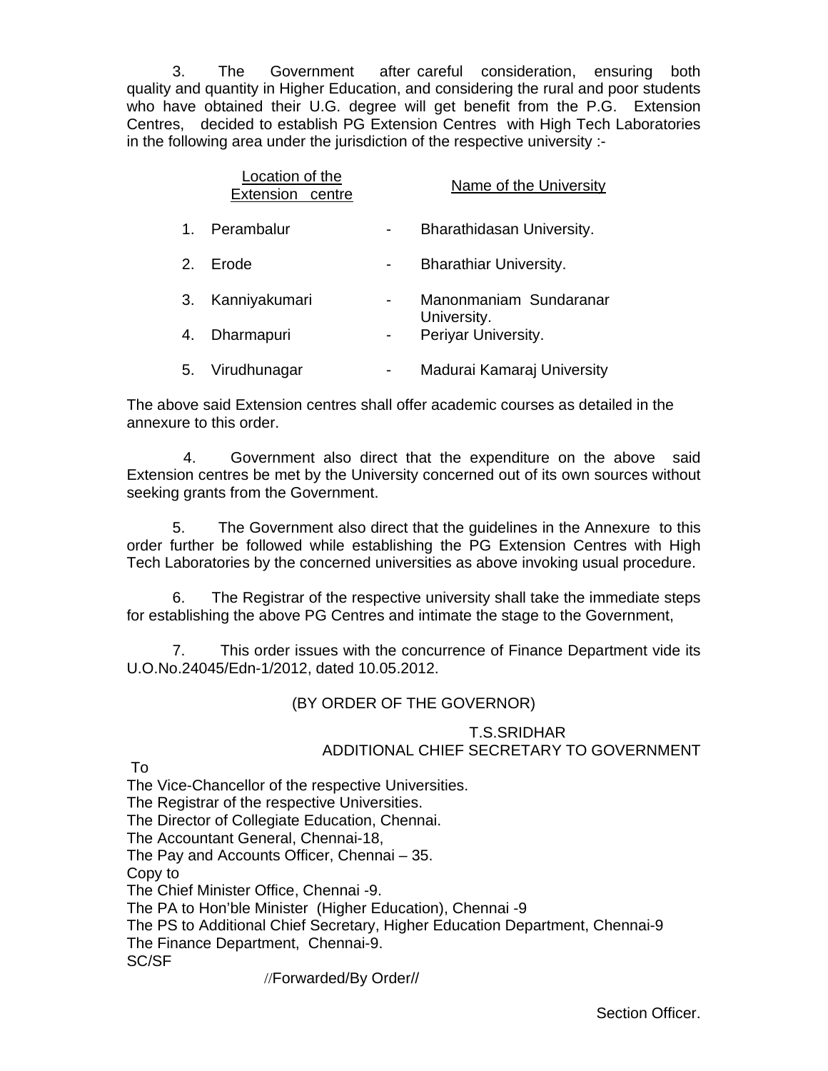3. The Government after careful consideration, ensuring both quality and quantity in Higher Education, and considering the rural and poor students who have obtained their U.G. degree will get benefit from the P.G. Extension Centres, decided to establish PG Extension Centres with High Tech Laboratories in the following area under the jurisdiction of the respective university :-

| | Location of the Extension centre | | Name of the University |
|---|---|---|---|
| 1. | Perambalur | - | Bharathidasan University. |
| 2. | Erode | - | Bharathiar University. |
| 3. | Kanniyakumari | - | Manonmaniam Sundaranar University. |
| 4. | Dharmapuri | - | Periyar University. |
| 5. | Virudhunagar | - | Madurai Kamaraj University |

The above said Extension centres shall offer academic courses as detailed in the annexure to this order.

4. Government also direct that the expenditure on the above said Extension centres be met by the University concerned out of its own sources without seeking grants from the Government.

5. The Government also direct that the guidelines in the Annexure to this order further be followed while establishing the PG Extension Centres with High Tech Laboratories by the concerned universities as above invoking usual procedure.

6. The Registrar of the respective university shall take the immediate steps for establishing the above PG Centres and intimate the stage to the Government,

7. This order issues with the concurrence of Finance Department vide its U.O.No.24045/Edn-1/2012, dated 10.05.2012.

(BY ORDER OF THE GOVERNOR)

T.S.SRIDHAR
ADDITIONAL CHIEF SECRETARY TO GOVERNMENT

To
The Vice-Chancellor of the respective Universities.
The Registrar of the respective Universities.
The Director of Collegiate Education, Chennai.
The Accountant General, Chennai-18,
The Pay and Accounts Officer, Chennai – 35.
Copy to
The Chief Minister Office, Chennai -9.
The PA to Hon'ble Minister (Higher Education), Chennai -9
The PS to Additional Chief Secretary, Higher Education Department, Chennai-9
The Finance Department, Chennai-9.
SC/SF

//Forwarded/By Order//

Section Officer.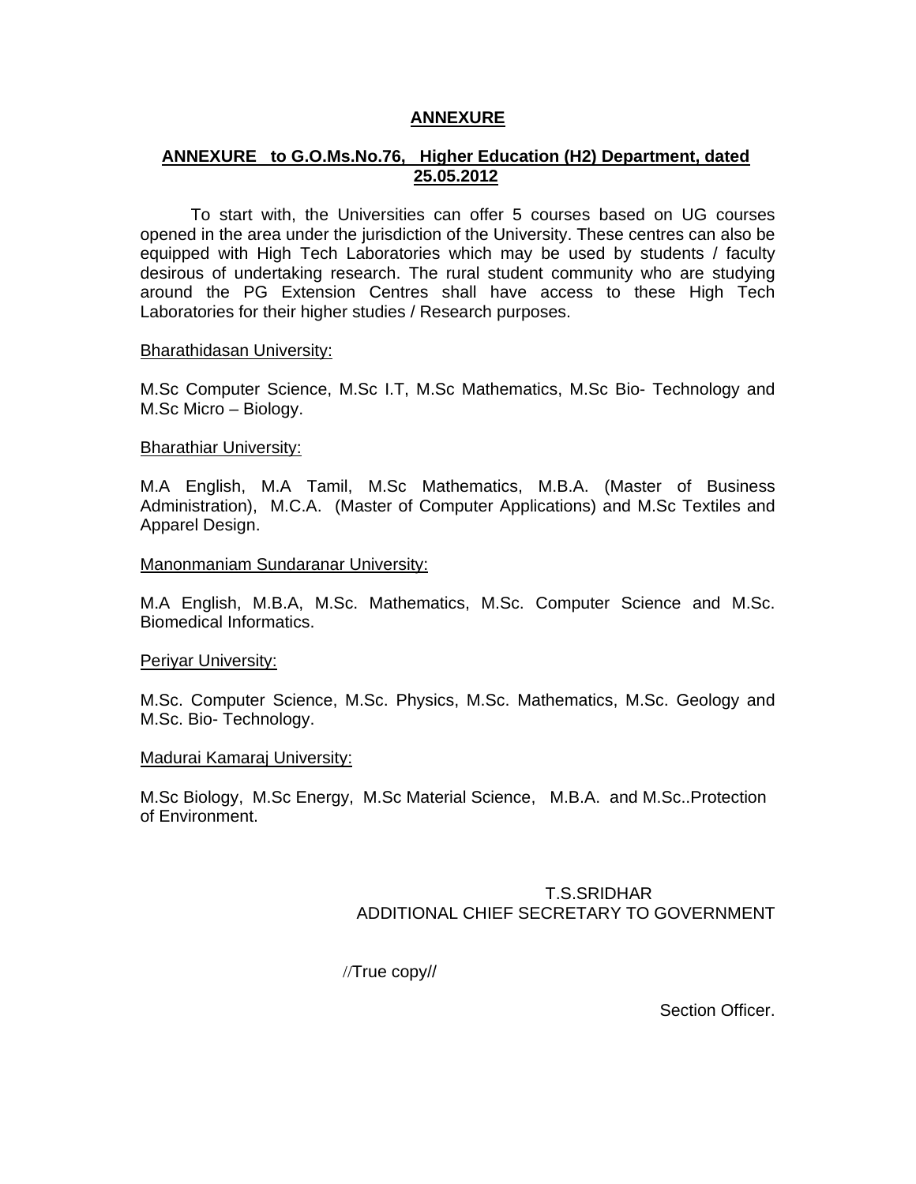# ANNEXURE

## ANNEXURE to G.O.Ms.No.76, Higher Education (H2) Department, dated 25.05.2012

To start with, the Universities can offer 5 courses based on UG courses opened in the area under the jurisdiction of the University. These centres can also be equipped with High Tech Laboratories which may be used by students / faculty desirous of undertaking research. The rural student community who are studying around the PG Extension Centres shall have access to these High Tech Laboratories for their higher studies / Research purposes.

Bharathidasan University:

M.Sc Computer Science, M.Sc I.T, M.Sc Mathematics, M.Sc Bio- Technology and M.Sc Micro – Biology.

Bharathiar University:

M.A English, M.A Tamil, M.Sc Mathematics, M.B.A. (Master of Business Administration), M.C.A. (Master of Computer Applications) and M.Sc Textiles and Apparel Design.

Manonmaniam Sundaranar University:

M.A English, M.B.A, M.Sc. Mathematics, M.Sc. Computer Science and M.Sc. Biomedical Informatics.

Periyar University:

M.Sc. Computer Science, M.Sc. Physics, M.Sc. Mathematics, M.Sc. Geology and M.Sc. Bio- Technology.

Madurai Kamaraj University:

M.Sc Biology, M.Sc Energy, M.Sc Material Science, M.B.A. and M.Sc..Protection of Environment.

T.S.SRIDHAR
ADDITIONAL CHIEF SECRETARY TO GOVERNMENT

//True copy//

Section Officer.